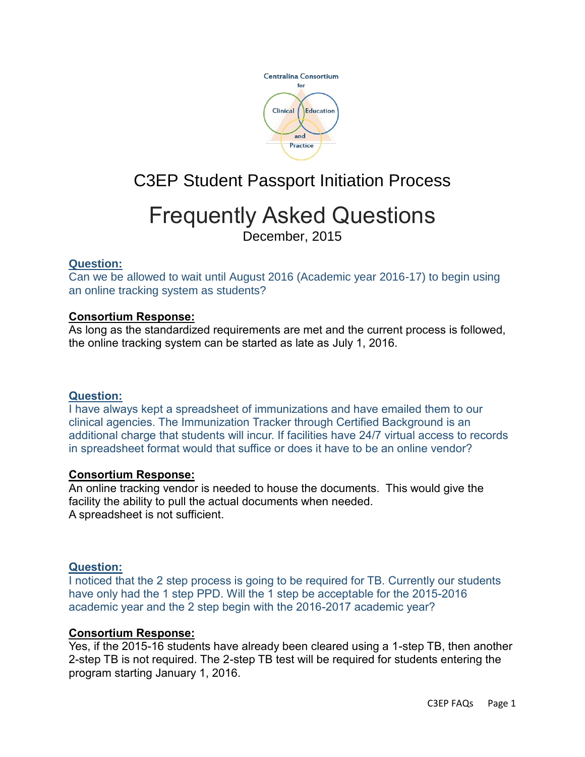Centralina Consortium for Clinical Education and Practice

# C3EP Student Passport Initiation Process

# Frequently Asked Questions

December, 2015

**Question:**

Can we be allowed to wait until August 2016 (Academic year 2016-17) to begin using an online tracking system as students?

**Consortium Response:**

As long as the standardized requirements are met and the current process is followed, the online tracking system can be started as late as July 1, 2016.

**Question:**

I have always kept a spreadsheet of immunizations and have emailed them to our clinical agencies. The Immunization Tracker through Certified Background is an additional charge that students will incur. If facilities have 24/7 virtual access to records in spreadsheet format would that suffice or does it have to be an online vendor?

**Consortium Response:**

An online tracking vendor is needed to house the documents. This would give the facility the ability to pull the actual documents when needed.
A spreadsheet is not sufficient.

**Question:**

I noticed that the 2 step process is going to be required for TB. Currently our students have only had the 1 step PPD. Will the 1 step be acceptable for the 2015-2016 academic year and the 2 step begin with the 2016-2017 academic year?

**Consortium Response:**

Yes, if the 2015-16 students have already been cleared using a 1-step TB, then another 2-step TB is not required. The 2-step TB test will be required for students entering the program starting January 1, 2016.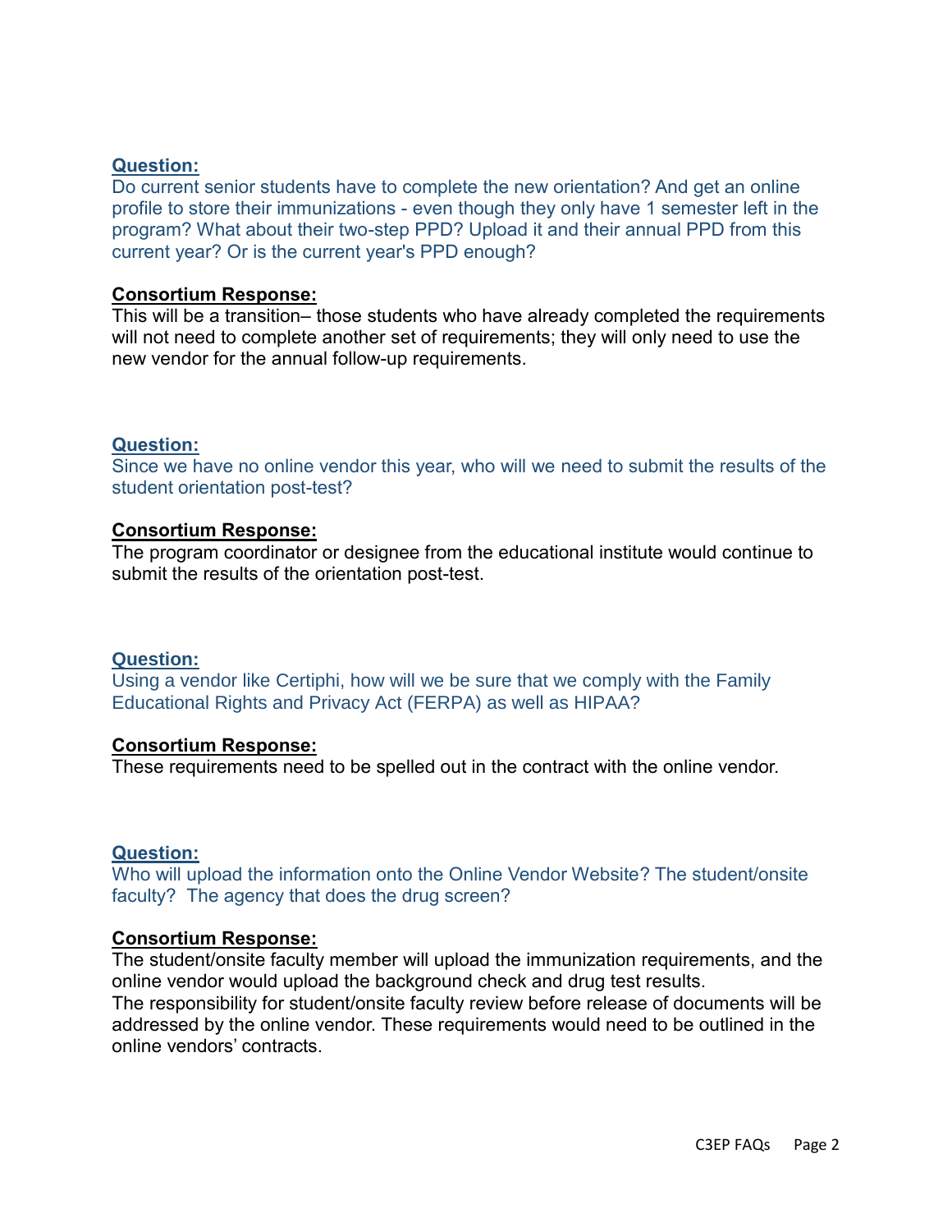**Question:**

Do current senior students have to complete the new orientation? And get an online profile to store their immunizations - even though they only have 1 semester left in the program? What about their two-step PPD? Upload it and their annual PPD from this current year? Or is the current year's PPD enough?

**Consortium Response:**

This will be a transition– those students who have already completed the requirements will not need to complete another set of requirements; they will only need to use the new vendor for the annual follow-up requirements.

**Question:**

Since we have no online vendor this year, who will we need to submit the results of the student orientation post-test?

**Consortium Response:**

The program coordinator or designee from the educational institute would continue to submit the results of the orientation post-test.

**Question:**

Using a vendor like Certiphi, how will we be sure that we comply with the Family Educational Rights and Privacy Act (FERPA) as well as HIPAA?

**Consortium Response:**

These requirements need to be spelled out in the contract with the online vendor.

**Question:**

Who will upload the information onto the Online Vendor Website? The student/onsite faculty? The agency that does the drug screen?

**Consortium Response:**

The student/onsite faculty member will upload the immunization requirements, and the online vendor would upload the background check and drug test results.
The responsibility for student/onsite faculty review before release of documents will be addressed by the online vendor. These requirements would need to be outlined in the online vendors' contracts.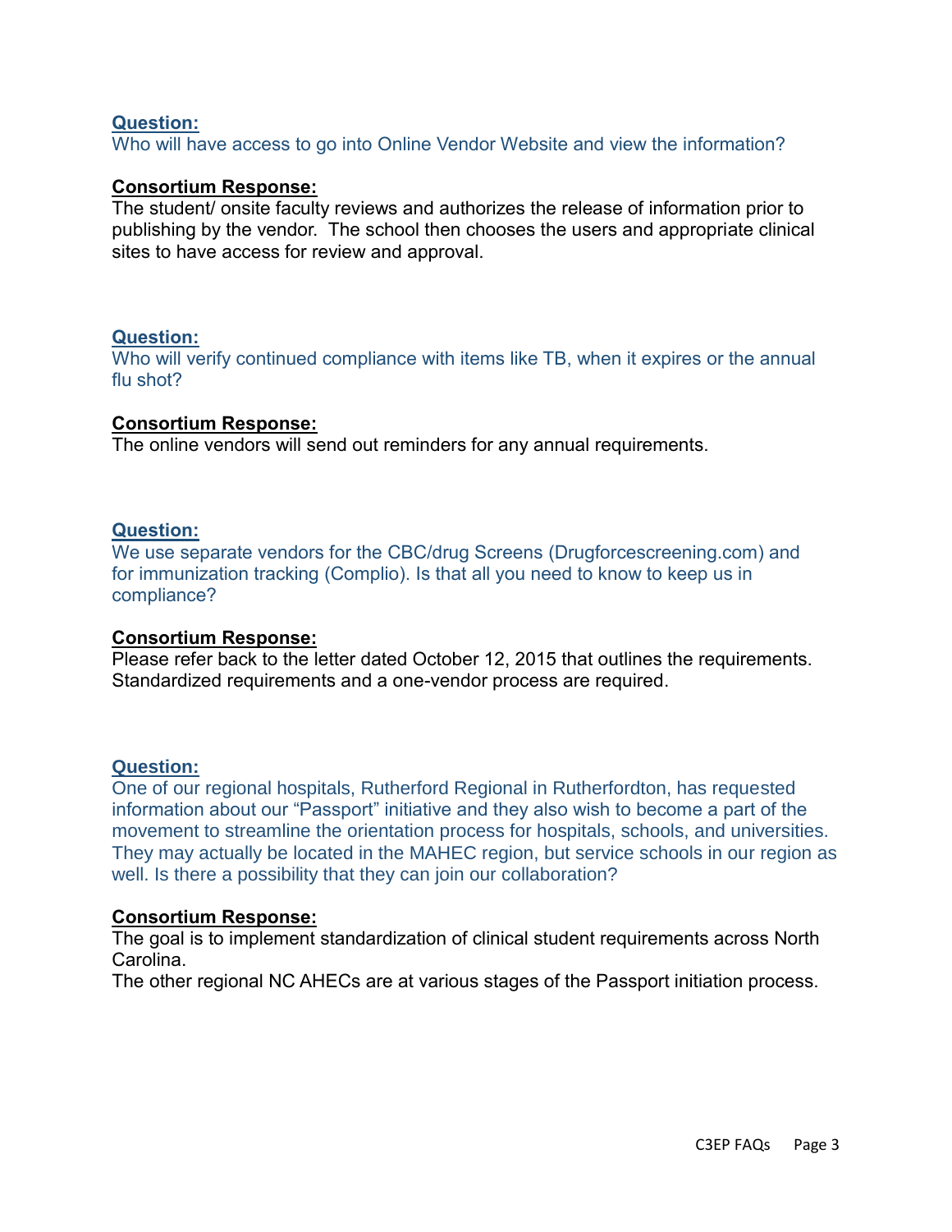**Question:**

Who will have access to go into Online Vendor Website and view the information?

**Consortium Response:**

The student/ onsite faculty reviews and authorizes the release of information prior to publishing by the vendor. The school then chooses the users and appropriate clinical sites to have access for review and approval.

**Question:**

Who will verify continued compliance with items like TB, when it expires or the annual flu shot?

**Consortium Response:**

The online vendors will send out reminders for any annual requirements.

**Question:**

We use separate vendors for the CBC/drug Screens (Drugforcescreening.com) and for immunization tracking (Complio). Is that all you need to know to keep us in compliance?

**Consortium Response:**

Please refer back to the letter dated October 12, 2015 that outlines the requirements. Standardized requirements and a one-vendor process are required.

**Question:**

One of our regional hospitals, Rutherford Regional in Rutherfordton, has requested information about our "Passport" initiative and they also wish to become a part of the movement to streamline the orientation process for hospitals, schools, and universities. They may actually be located in the MAHEC region, but service schools in our region as well. Is there a possibility that they can join our collaboration?

**Consortium Response:**

The goal is to implement standardization of clinical student requirements across North Carolina.

The other regional NC AHECs are at various stages of the Passport initiation process.